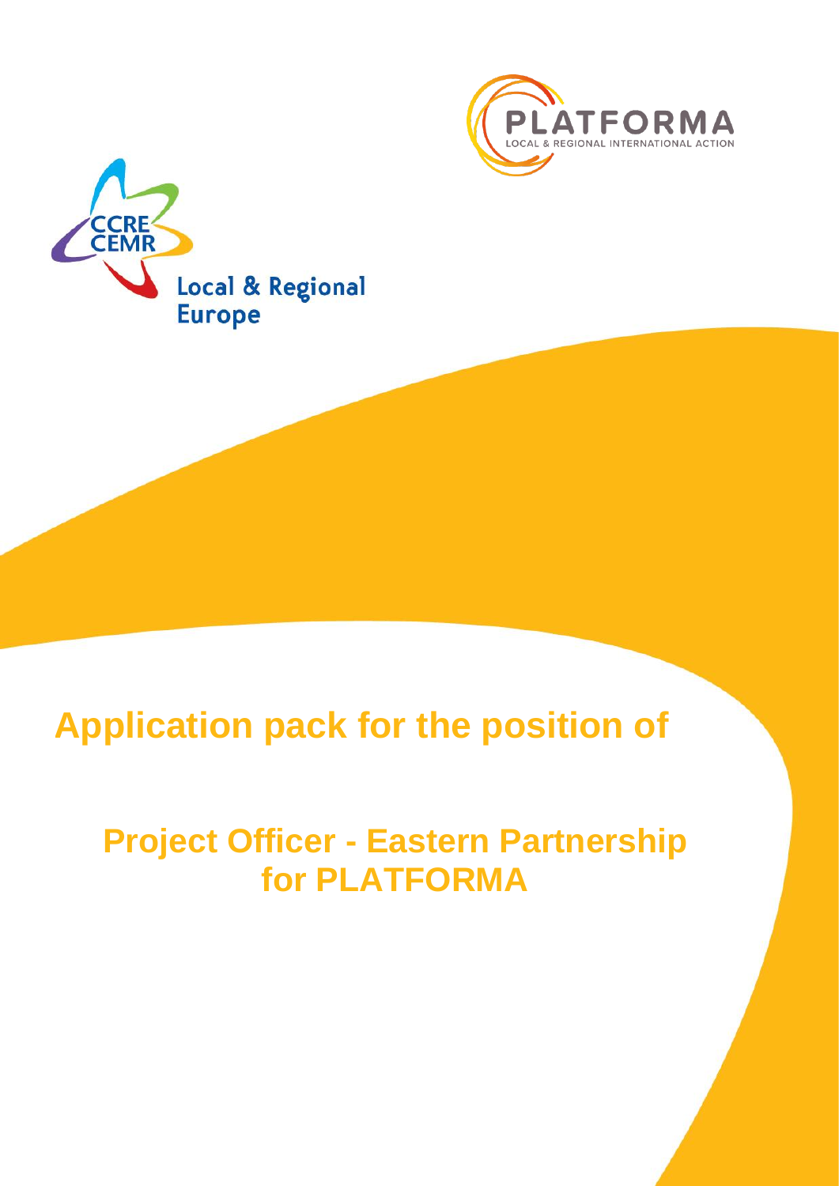# Application pack for the position of

## Project Officer - Eastern Partnership for PLATFORMA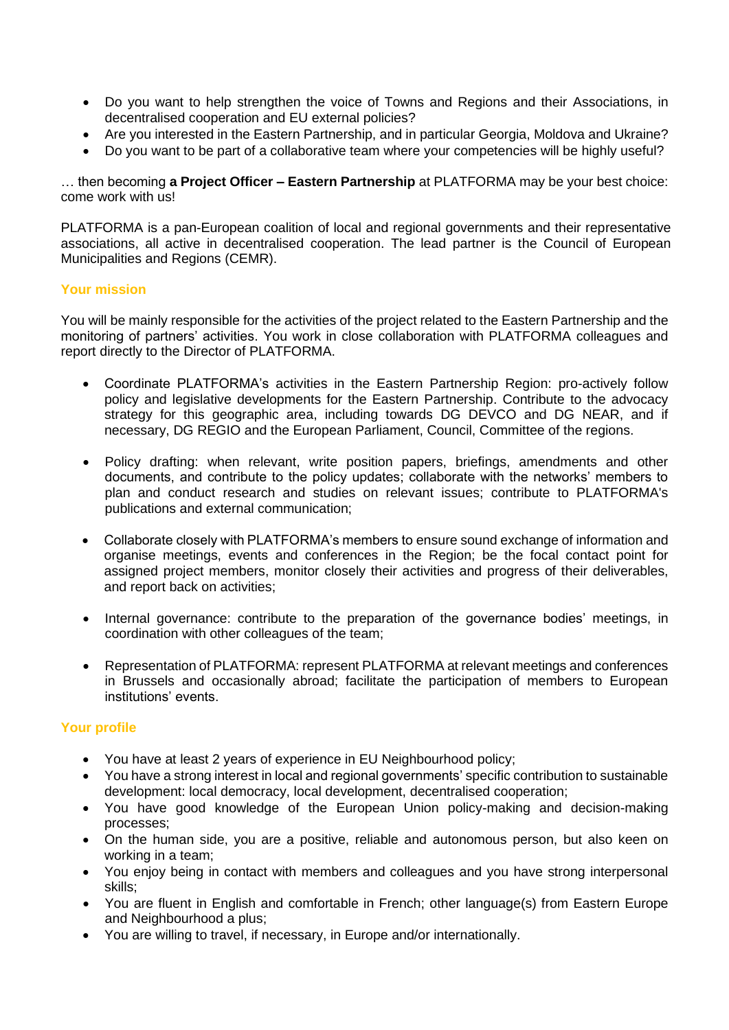- Do you want to help strengthen the voice of Towns and Regions and their Associations, in decentralised cooperation and EU external policies?
- Are you interested in the Eastern Partnership, and in particular Georgia, Moldova and Ukraine?
- Do you want to be part of a collaborative team where your competencies will be highly useful?

… then becoming **a Project Officer – Eastern Partnership** at PLATFORMA may be your best choice: come work with us!

PLATFORMA is a pan-European coalition of local and regional governments and their representative associations, all active in decentralised cooperation. The lead partner is the Council of European Municipalities and Regions (CEMR).

## Your mission

You will be mainly responsible for the activities of the project related to the Eastern Partnership and the monitoring of partners' activities. You work in close collaboration with PLATFORMA colleagues and report directly to the Director of PLATFORMA.

- Coordinate PLATFORMA's activities in the Eastern Partnership Region: pro-actively follow policy and legislative developments for the Eastern Partnership. Contribute to the advocacy strategy for this geographic area, including towards DG DEVCO and DG NEAR, and if necessary, DG REGIO and the European Parliament, Council, Committee of the regions.

- Policy drafting: when relevant, write position papers, briefings, amendments and other documents, and contribute to the policy updates; collaborate with the networks' members to plan and conduct research and studies on relevant issues; contribute to PLATFORMA's publications and external communication;

- Collaborate closely with PLATFORMA's members to ensure sound exchange of information and organise meetings, events and conferences in the Region; be the focal contact point for assigned project members, monitor closely their activities and progress of their deliverables, and report back on activities;

- Internal governance: contribute to the preparation of the governance bodies' meetings, in coordination with other colleagues of the team;

- Representation of PLATFORMA: represent PLATFORMA at relevant meetings and conferences in Brussels and occasionally abroad; facilitate the participation of members to European institutions' events.

## Your profile

- You have at least 2 years of experience in EU Neighbourhood policy;
- You have a strong interest in local and regional governments' specific contribution to sustainable development: local democracy, local development, decentralised cooperation;
- You have good knowledge of the European Union policy-making and decision-making processes;
- On the human side, you are a positive, reliable and autonomous person, but also keen on working in a team;
- You enjoy being in contact with members and colleagues and you have strong interpersonal skills;
- You are fluent in English and comfortable in French; other language(s) from Eastern Europe and Neighbourhood a plus;
- You are willing to travel, if necessary, in Europe and/or internationally.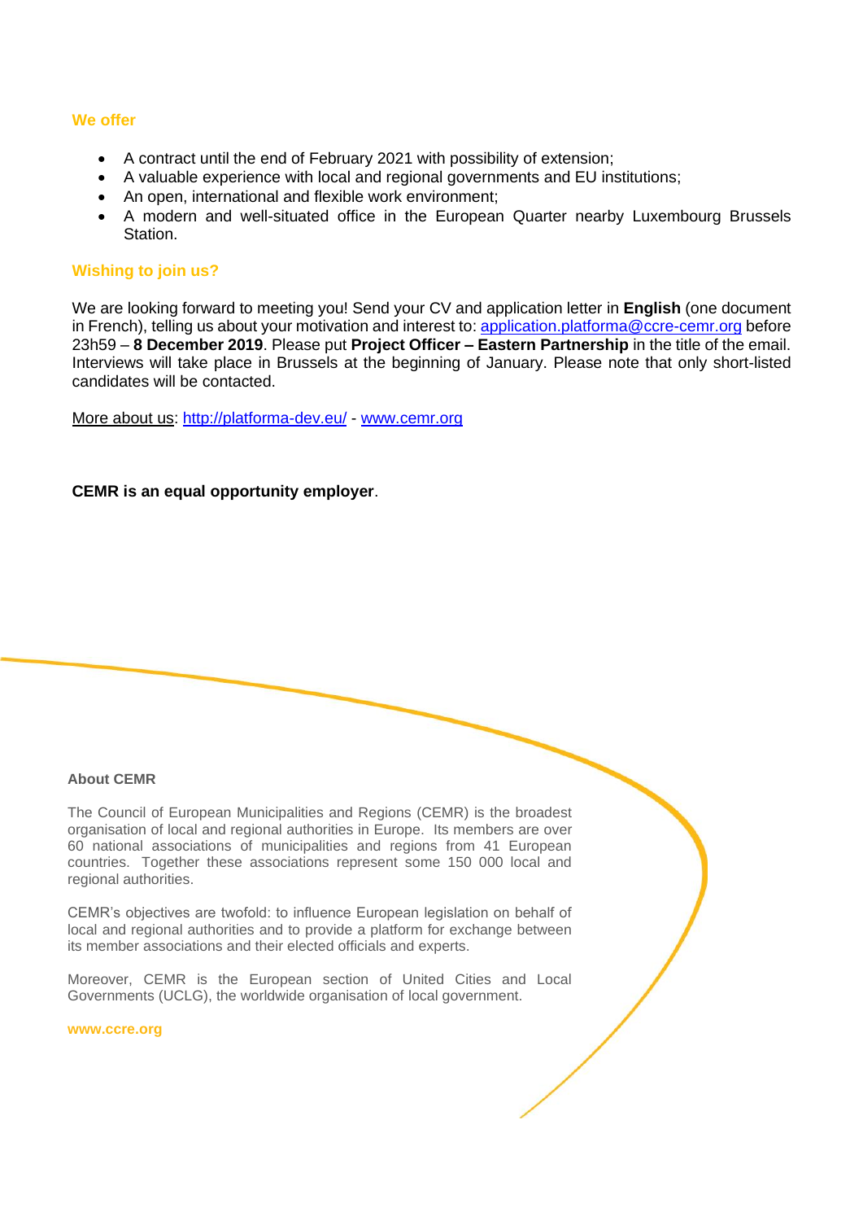## We offer

- A contract until the end of February 2021 with possibility of extension;
- A valuable experience with local and regional governments and EU institutions;
- An open, international and flexible work environment;
- A modern and well-situated office in the European Quarter nearby Luxembourg Brussels Station.

## Wishing to join us?

We are looking forward to meeting you! Send your CV and application letter in **English** (one document in French), telling us about your motivation and interest to: application.platforma@ccre-cemr.org before 23h59 – **8 December 2019**. Please put **Project Officer – Eastern Partnership** in the title of the email. Interviews will take place in Brussels at the beginning of January. Please note that only short-listed candidates will be contacted.

More about us: http://platforma-dev.eu/ - www.cemr.org

**CEMR is an equal opportunity employer**.

**About CEMR**

The Council of European Municipalities and Regions (CEMR) is the broadest organisation of local and regional authorities in Europe. Its members are over 60 national associations of municipalities and regions from 41 European countries. Together these associations represent some 150 000 local and regional authorities.

CEMR's objectives are twofold: to influence European legislation on behalf of local and regional authorities and to provide a platform for exchange between its member associations and their elected officials and experts.

Moreover, CEMR is the European section of United Cities and Local Governments (UCLG), the worldwide organisation of local government.

**www.ccre.org**